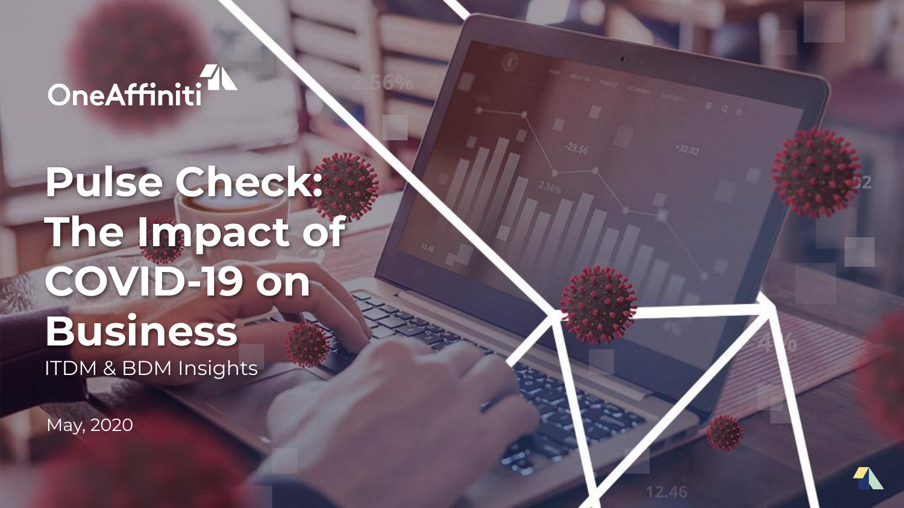OneAffiniti

# Pulse Check: The Impact of COVID-19 on Business

ITDM & BDM Insights

May, 2020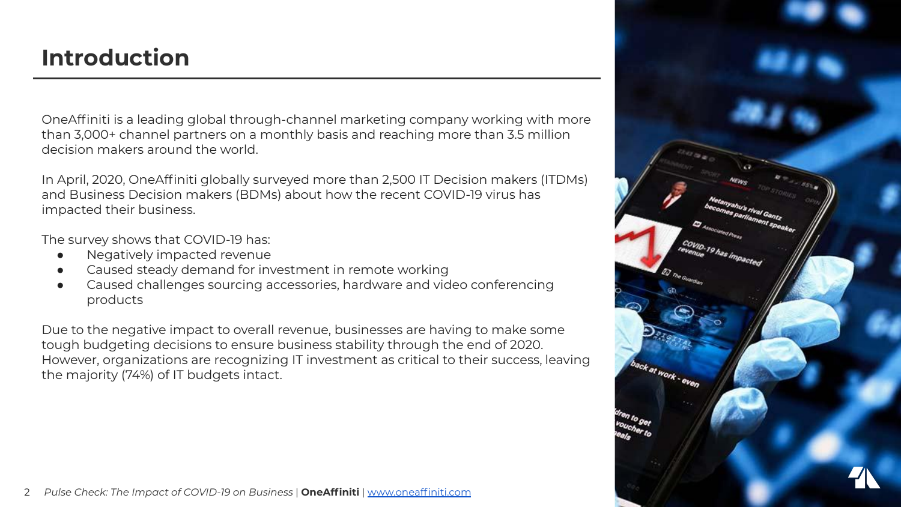# Introduction

OneAffiniti is a leading global through-channel marketing company working with more than 3,000+ channel partners on a monthly basis and reaching more than 3.5 million decision makers around the world.

In April, 2020, OneAffiniti globally surveyed more than 2,500 IT Decision makers (ITDMs) and Business Decision makers (BDMs) about how the recent COVID-19 virus has impacted their business.

The survey shows that COVID-19 has:

- Negatively impacted revenue
- Caused steady demand for investment in remote working
- Caused challenges sourcing accessories, hardware and video conferencing products

Due to the negative impact to overall revenue, businesses are having to make some tough budgeting decisions to ensure business stability through the end of 2020. However, organizations are recognizing IT investment as critical to their success, leaving the majority (74%) of IT budgets intact.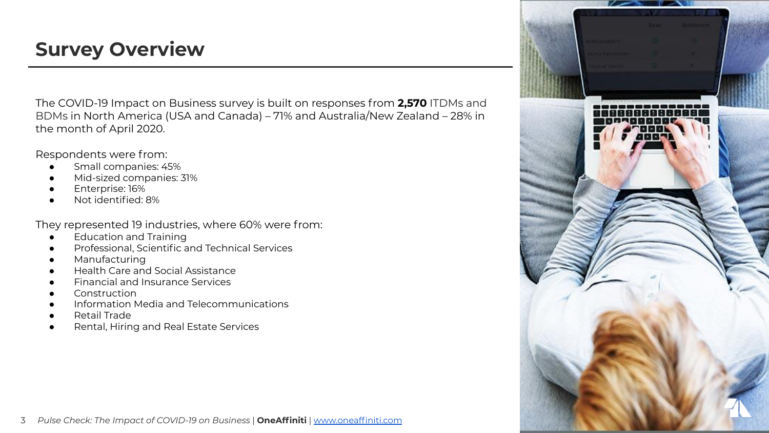# Survey Overview

The COVID-19 Impact on Business survey is built on responses from **2,570** ITDMs and BDMs in North America (USA and Canada) – 71% and Australia/New Zealand – 28% in the month of April 2020.

Respondents were from:

- Small companies: 45%
- Mid-sized companies: 31%
- Enterprise: 16%
- Not identified: 8%

They represented 19 industries, where 60% were from:

- Education and Training
- Professional, Scientific and Technical Services
- Manufacturing
- Health Care and Social Assistance
- Financial and Insurance Services
- Construction
- Information Media and Telecommunications
- Retail Trade
- Rental, Hiring and Real Estate Services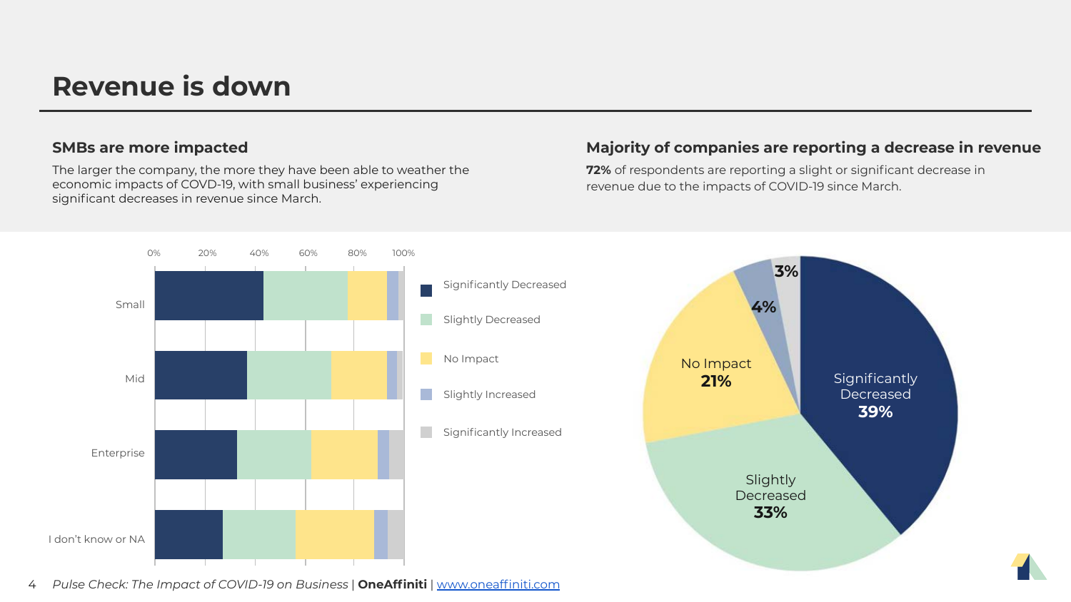# Revenue is down

## SMBs are more impacted

The larger the company, the more they have been able to weather the economic impacts of COVD-19, with small business' experiencing significant decreases in revenue since March.

## Majority of companies are reporting a decrease in revenue

**72%** of respondents are reporting a slight or significant decrease in revenue due to the impacts of COVID-19 since March.

0% 20% 40% 60% 80% 100%

Small

Mid

Enterprise

I don't know or NA

Significantly Decreased

Slightly Decreased

No Impact

Slightly Increased

Significantly Increased

Significantly Decreased **39%**

Slightly Decreased **33%**

No Impact **21%**

**4%**

**3%**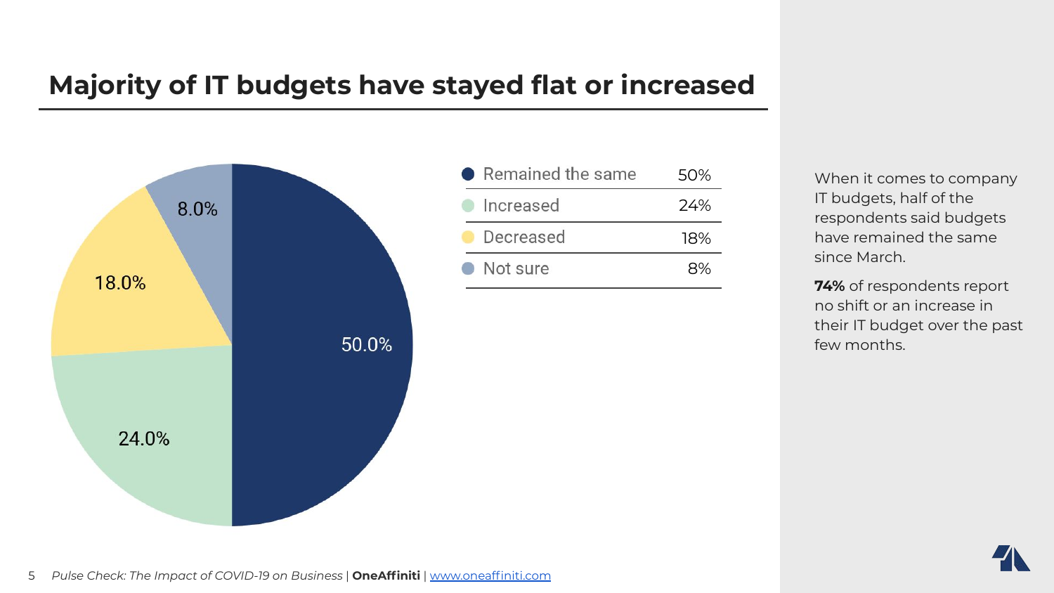# Majority of IT budgets have stayed flat or increased

| | |
|---|---|
| Remained the same | 50% |
| Increased | 24% |
| Decreased | 18% |
| Not sure | 8% |

When it comes to company IT budgets, half of the respondents said budgets have remained the same since March.

**74%** of respondents report no shift or an increase in their IT budget over the past few months.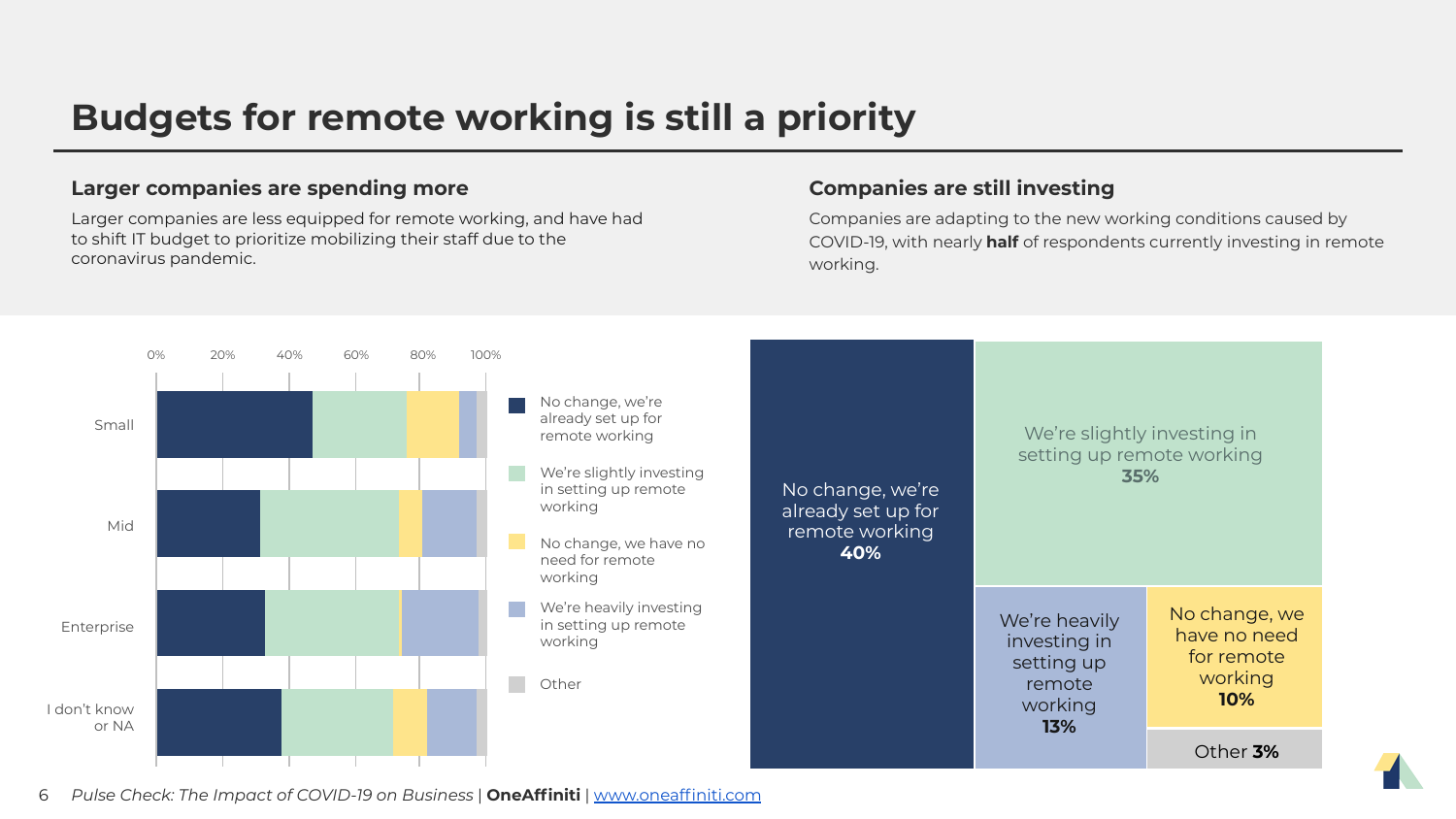# Budgets for remote working is still a priority

## Larger companies are spending more

Larger companies are less equipped for remote working, and have had to shift IT budget to prioritize mobilizing their staff due to the coronavirus pandemic.

## Companies are still investing

Companies are adapting to the new working conditions caused by COVID-19, with nearly **half** of respondents currently investing in remote working.

0% 20% 40% 60% 80% 100%

Small

Mid

Enterprise

I don't know or NA

- No change, we're already set up for remote working
- We're slightly investing in setting up remote working
- No change, we have no need for remote working
- We're heavily investing in setting up remote working
- Other

No change, we're already set up for remote working **40%**

We're slightly investing in setting up remote working **35%**

We're heavily investing in setting up remote working **13%**

No change, we have no need for remote working **10%**

Other **3%**

*Pulse Check: The Impact of COVID-19 on Business* | **OneAffiniti** | www.oneaffiniti.com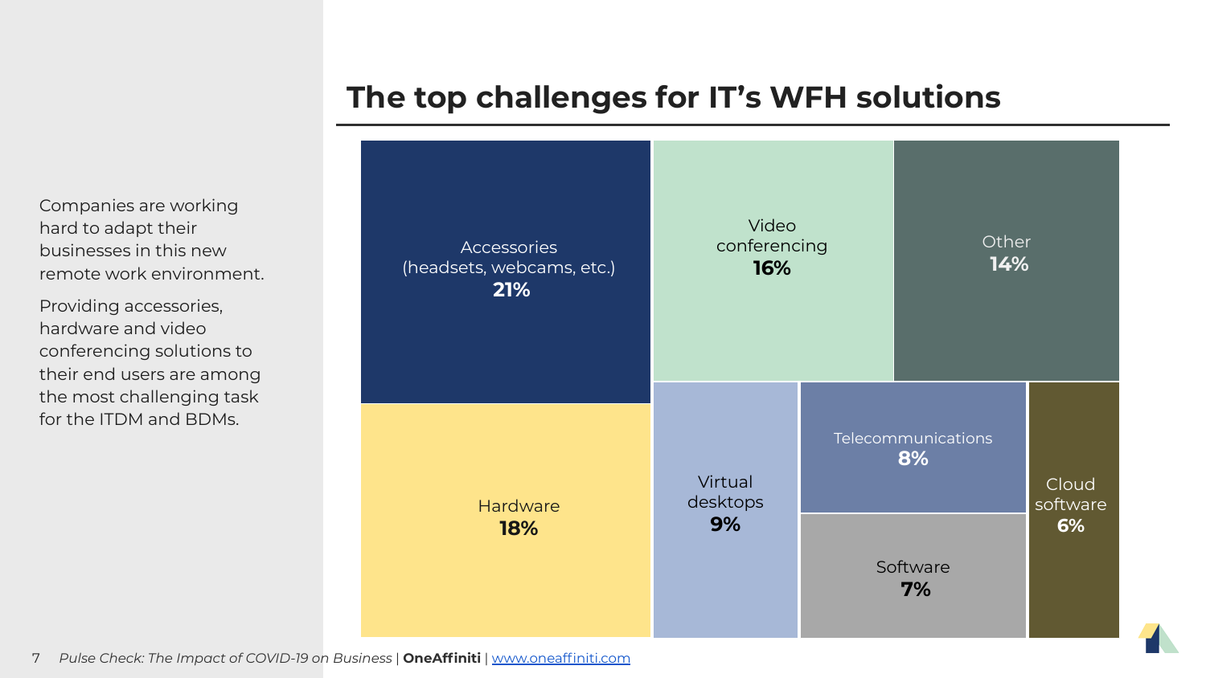## The top challenges for IT's WFH solutions

Companies are working hard to adapt their businesses in this new remote work environment.

Providing accessories, hardware and video conferencing solutions to their end users are among the most challenging task for the ITDM and BDMs.

| Challenge | Share |
| --- | --- |
| Accessories (headsets, webcams, etc.) | **21%** |
| Hardware | **18%** |
| Video conferencing | **16%** |
| Other | **14%** |
| Virtual desktops | **9%** |
| Telecommunications | **8%** |
| Software | **7%** |
| Cloud software | **6%** |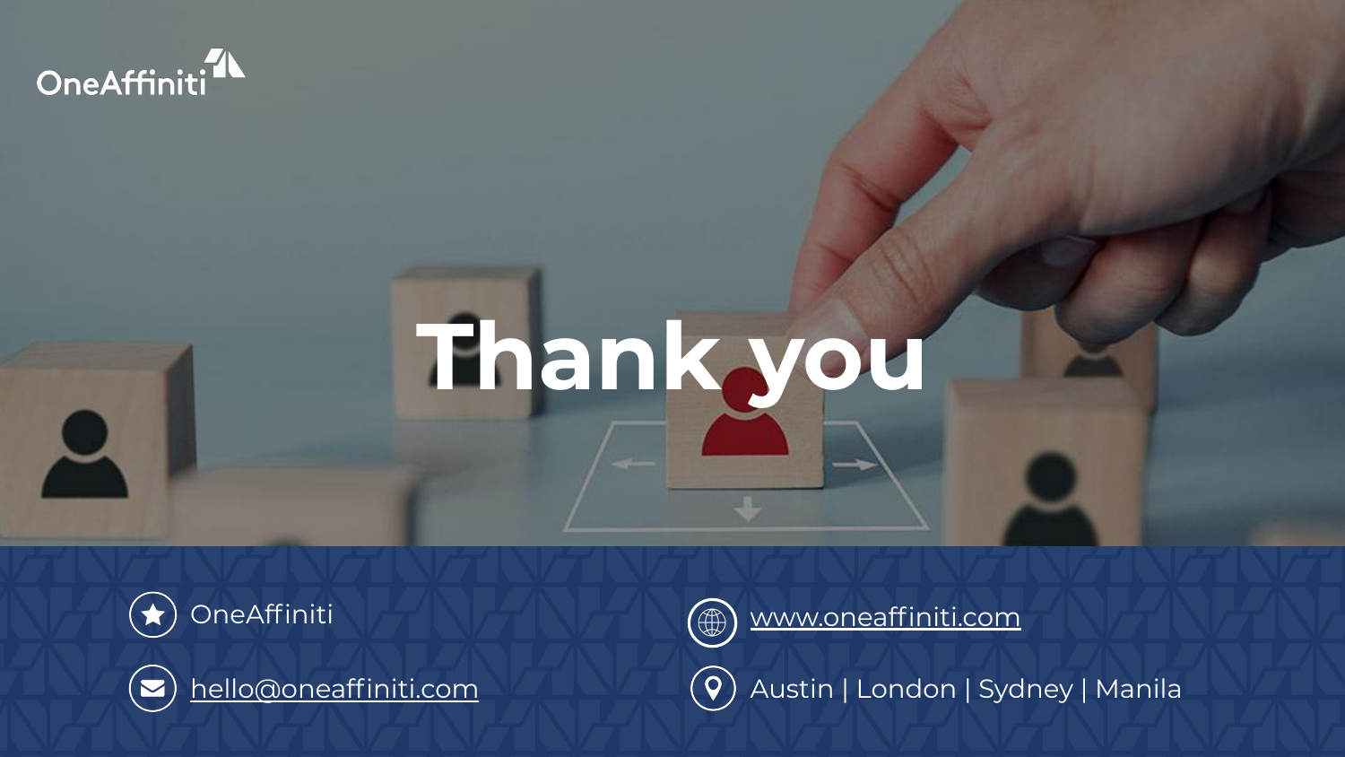OneAffiniti

# Thank you

OneAffiniti

www.oneaffiniti.com

hello@oneaffiniti.com

Austin | London | Sydney | Manila